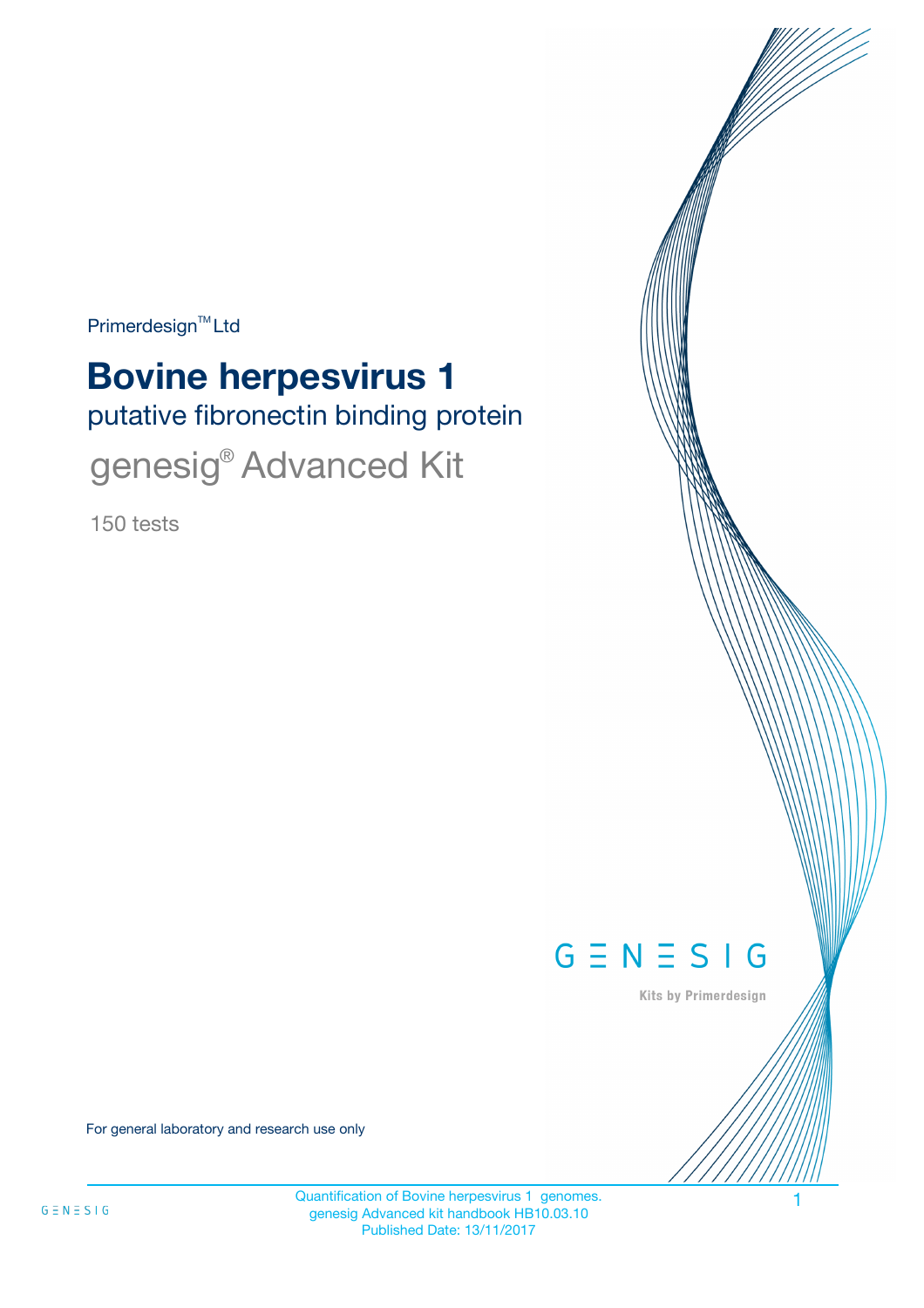Primerdesign™ Ltd

# Bovine herpesvirus 1

## putative fibronectin binding protein

## genesig® Advanced Kit

150 tests

GENESIG

Kits by Primerdesign

For general laboratory and research use only

Quantification of Bovine herpesvirus 1 genomes.
genesig Advanced kit handbook HB10.03.10
Published Date: 13/11/2017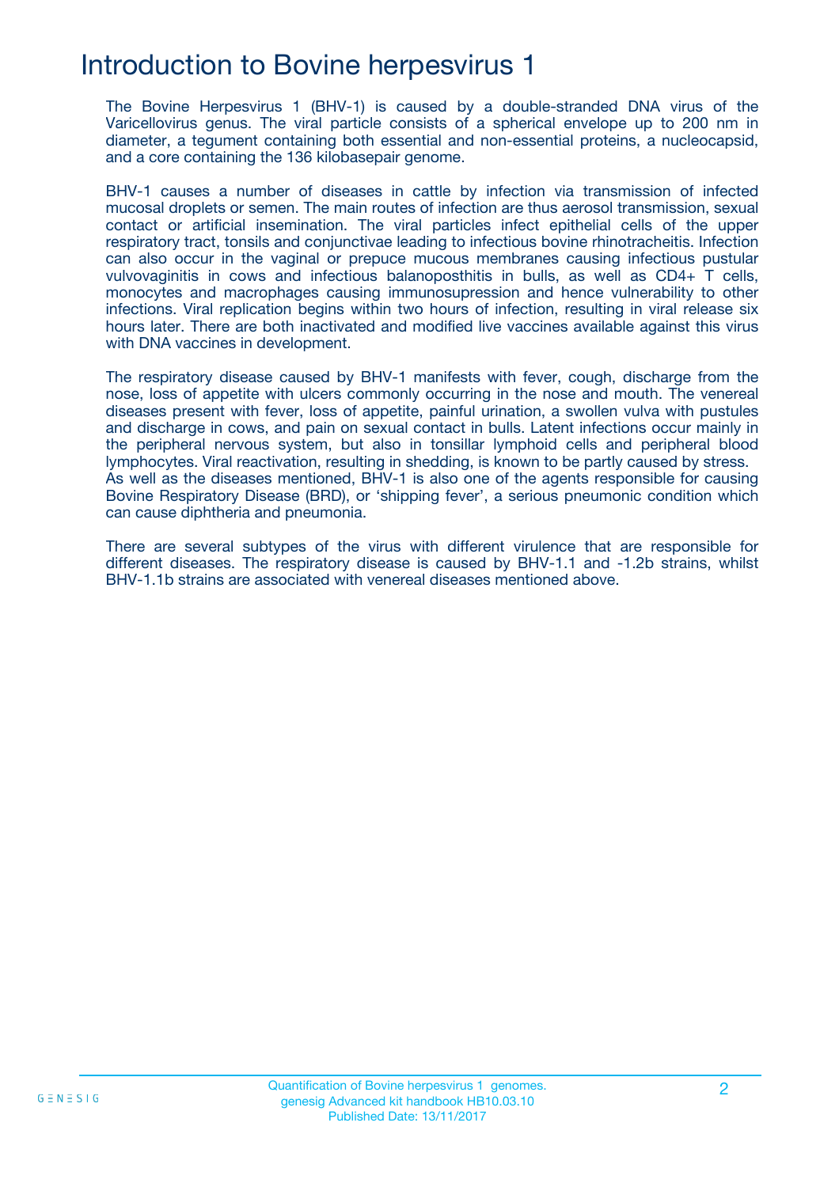# Introduction to Bovine herpesvirus 1

The Bovine Herpesvirus 1 (BHV-1) is caused by a double-stranded DNA virus of the Varicellovirus genus. The viral particle consists of a spherical envelope up to 200 nm in diameter, a tegument containing both essential and non-essential proteins, a nucleocapsid, and a core containing the 136 kilobasepair genome.

BHV-1 causes a number of diseases in cattle by infection via transmission of infected mucosal droplets or semen. The main routes of infection are thus aerosol transmission, sexual contact or artificial insemination. The viral particles infect epithelial cells of the upper respiratory tract, tonsils and conjunctivae leading to infectious bovine rhinotracheitis. Infection can also occur in the vaginal or prepuce mucous membranes causing infectious pustular vulvovaginitis in cows and infectious balanoposthitis in bulls, as well as CD4+ T cells, monocytes and macrophages causing immunosupression and hence vulnerability to other infections. Viral replication begins within two hours of infection, resulting in viral release six hours later. There are both inactivated and modified live vaccines available against this virus with DNA vaccines in development.

The respiratory disease caused by BHV-1 manifests with fever, cough, discharge from the nose, loss of appetite with ulcers commonly occurring in the nose and mouth. The venereal diseases present with fever, loss of appetite, painful urination, a swollen vulva with pustules and discharge in cows, and pain on sexual contact in bulls. Latent infections occur mainly in the peripheral nervous system, but also in tonsillar lymphoid cells and peripheral blood lymphocytes. Viral reactivation, resulting in shedding, is known to be partly caused by stress. As well as the diseases mentioned, BHV-1 is also one of the agents responsible for causing Bovine Respiratory Disease (BRD), or 'shipping fever', a serious pneumonic condition which can cause diphtheria and pneumonia.

There are several subtypes of the virus with different virulence that are responsible for different diseases. The respiratory disease is caused by BHV-1.1 and -1.2b strains, whilst BHV-1.1b strains are associated with venereal diseases mentioned above.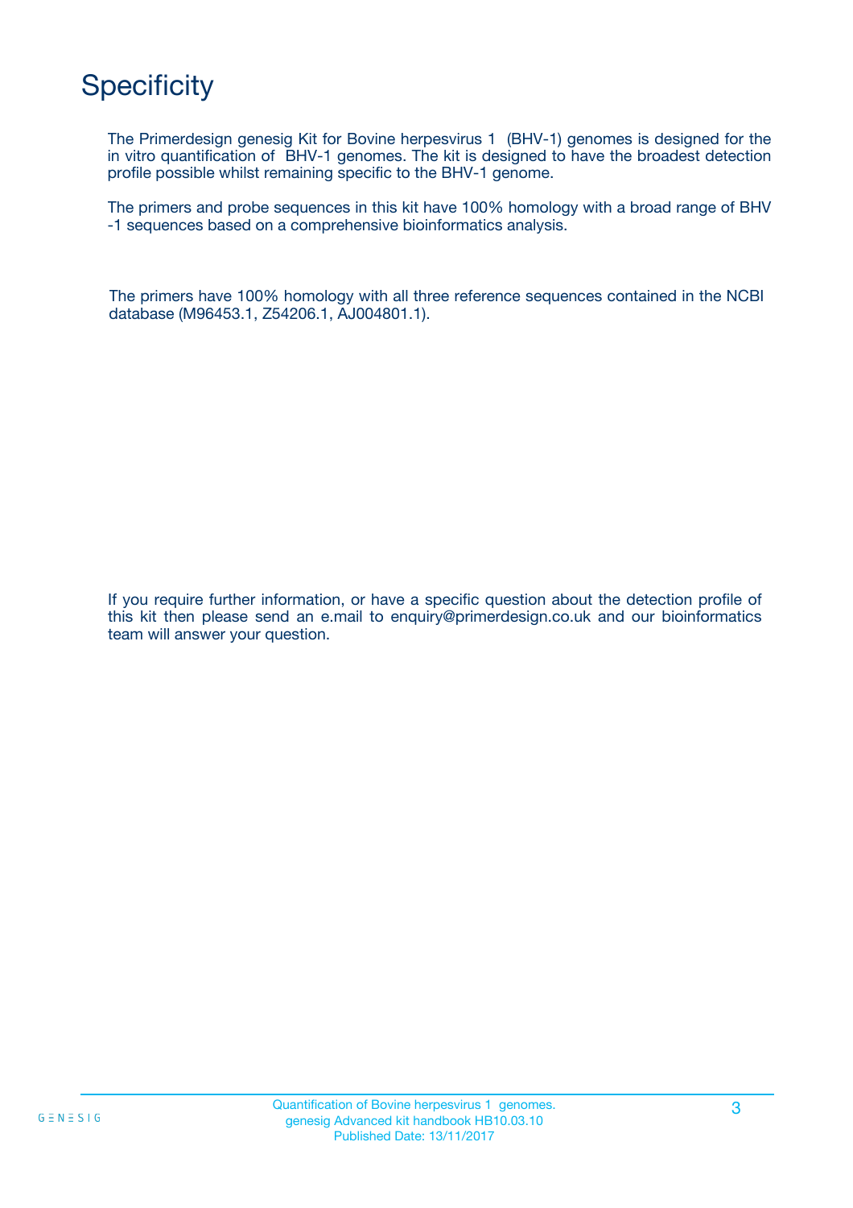# Specificity

The Primerdesign genesig Kit for Bovine herpesvirus 1 (BHV-1) genomes is designed for the in vitro quantification of BHV-1 genomes. The kit is designed to have the broadest detection profile possible whilst remaining specific to the BHV-1 genome.

The primers and probe sequences in this kit have 100% homology with a broad range of BHV-1 sequences based on a comprehensive bioinformatics analysis.

The primers have 100% homology with all three reference sequences contained in the NCBI database (M96453.1, Z54206.1, AJ004801.1).

If you require further information, or have a specific question about the detection profile of this kit then please send an e.mail to enquiry@primerdesign.co.uk and our bioinformatics team will answer your question.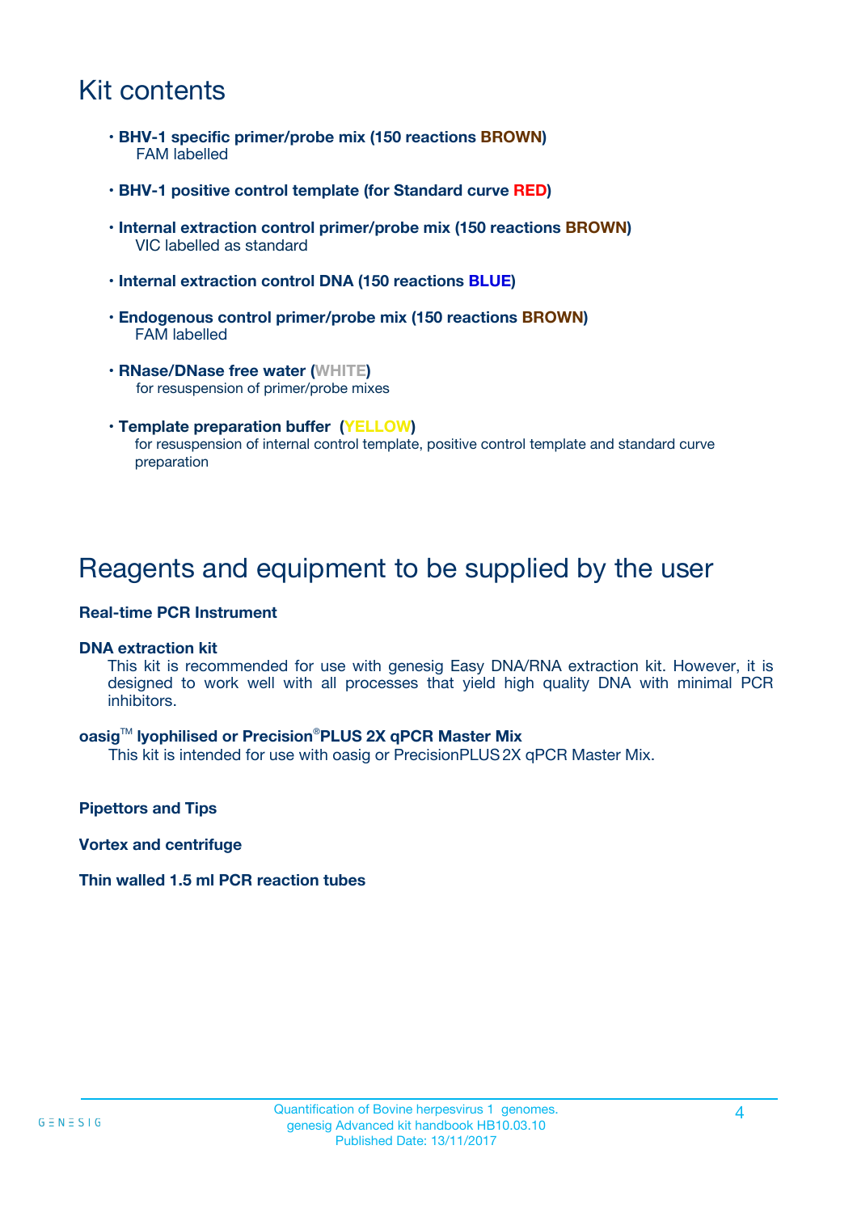# Kit contents

- **BHV-1 specific primer/probe mix (150 reactions BROWN)**
  FAM labelled

- **BHV-1 positive control template (for Standard curve RED)**

- **Internal extraction control primer/probe mix (150 reactions BROWN)**
  VIC labelled as standard

- **Internal extraction control DNA (150 reactions BLUE)**

- **Endogenous control primer/probe mix (150 reactions BROWN)**
  FAM labelled

- **RNase/DNase free water (WHITE)**
  for resuspension of primer/probe mixes

- **Template preparation buffer (YELLOW)**
  for resuspension of internal control template, positive control template and standard curve preparation

# Reagents and equipment to be supplied by the user

**Real-time PCR Instrument**

**DNA extraction kit**

This kit is recommended for use with genesig Easy DNA/RNA extraction kit. However, it is designed to work well with all processes that yield high quality DNA with minimal PCR inhibitors.

**oasig™ lyophilised or Precision®PLUS 2X qPCR Master Mix**

This kit is intended for use with oasig or PrecisionPLUS 2X qPCR Master Mix.

**Pipettors and Tips**

**Vortex and centrifuge**

**Thin walled 1.5 ml PCR reaction tubes**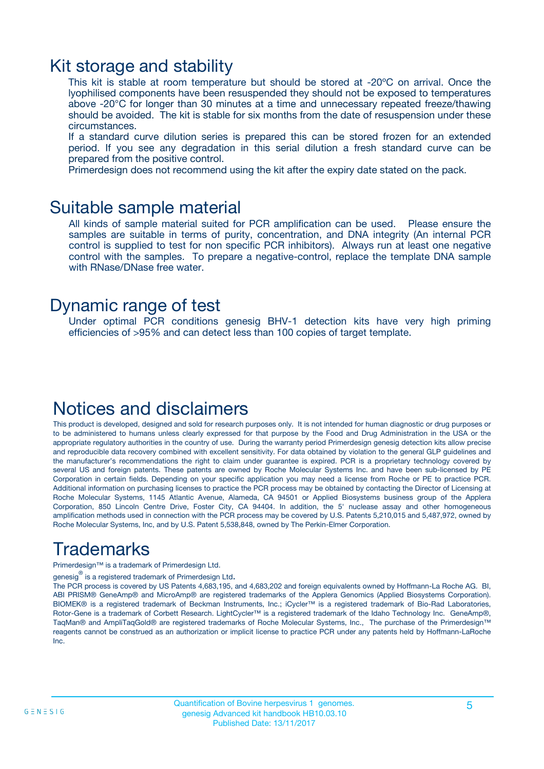# Kit storage and stability

This kit is stable at room temperature but should be stored at -20ºC on arrival. Once the lyophilised components have been resuspended they should not be exposed to temperatures above -20°C for longer than 30 minutes at a time and unnecessary repeated freeze/thawing should be avoided. The kit is stable for six months from the date of resuspension under these circumstances.

If a standard curve dilution series is prepared this can be stored frozen for an extended period. If you see any degradation in this serial dilution a fresh standard curve can be prepared from the positive control.

Primerdesign does not recommend using the kit after the expiry date stated on the pack.

# Suitable sample material

All kinds of sample material suited for PCR amplification can be used. Please ensure the samples are suitable in terms of purity, concentration, and DNA integrity (An internal PCR control is supplied to test for non specific PCR inhibitors). Always run at least one negative control with the samples. To prepare a negative-control, replace the template DNA sample with RNase/DNase free water.

# Dynamic range of test

Under optimal PCR conditions genesig BHV-1 detection kits have very high priming efficiencies of >95% and can detect less than 100 copies of target template.

# Notices and disclaimers

This product is developed, designed and sold for research purposes only. It is not intended for human diagnostic or drug purposes or to be administered to humans unless clearly expressed for that purpose by the Food and Drug Administration in the USA or the appropriate regulatory authorities in the country of use. During the warranty period Primerdesign genesig detection kits allow precise and reproducible data recovery combined with excellent sensitivity. For data obtained by violation to the general GLP guidelines and the manufacturer's recommendations the right to claim under guarantee is expired. PCR is a proprietary technology covered by several US and foreign patents. These patents are owned by Roche Molecular Systems Inc. and have been sub-licensed by PE Corporation in certain fields. Depending on your specific application you may need a license from Roche or PE to practice PCR. Additional information on purchasing licenses to practice the PCR process may be obtained by contacting the Director of Licensing at Roche Molecular Systems, 1145 Atlantic Avenue, Alameda, CA 94501 or Applied Biosystems business group of the Applera Corporation, 850 Lincoln Centre Drive, Foster City, CA 94404. In addition, the 5' nuclease assay and other homogeneous amplification methods used in connection with the PCR process may be covered by U.S. Patents 5,210,015 and 5,487,972, owned by Roche Molecular Systems, Inc, and by U.S. Patent 5,538,848, owned by The Perkin-Elmer Corporation.

# Trademarks

Primerdesign™ is a trademark of Primerdesign Ltd.

genesig® is a registered trademark of Primerdesign Ltd.

The PCR process is covered by US Patents 4,683,195, and 4,683,202 and foreign equivalents owned by Hoffmann-La Roche AG. BI, ABI PRISM® GeneAmp® and MicroAmp® are registered trademarks of the Applera Genomics (Applied Biosystems Corporation). BIOMEK® is a registered trademark of Beckman Instruments, Inc.; iCycler™ is a registered trademark of Bio-Rad Laboratories, Rotor-Gene is a trademark of Corbett Research. LightCycler™ is a registered trademark of the Idaho Technology Inc. GeneAmp®, TaqMan® and AmpliTaqGold® are registered trademarks of Roche Molecular Systems, Inc., The purchase of the Primerdesign™ reagents cannot be construed as an authorization or implicit license to practice PCR under any patents held by Hoffmann-LaRoche Inc.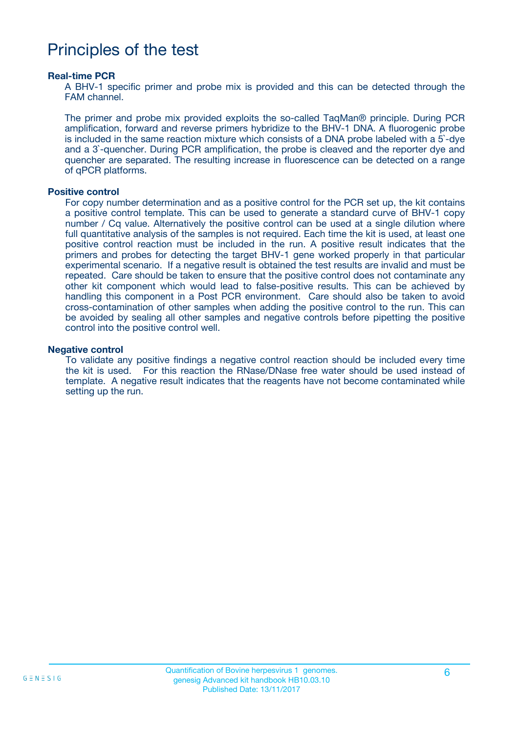# Principles of the test

### Real-time PCR

A BHV-1 specific primer and probe mix is provided and this can be detected through the FAM channel.

The primer and probe mix provided exploits the so-called TaqMan® principle. During PCR amplification, forward and reverse primers hybridize to the BHV-1 DNA. A fluorogenic probe is included in the same reaction mixture which consists of a DNA probe labeled with a 5`-dye and a 3`-quencher. During PCR amplification, the probe is cleaved and the reporter dye and quencher are separated. The resulting increase in fluorescence can be detected on a range of qPCR platforms.

### Positive control

For copy number determination and as a positive control for the PCR set up, the kit contains a positive control template. This can be used to generate a standard curve of BHV-1 copy number / Cq value. Alternatively the positive control can be used at a single dilution where full quantitative analysis of the samples is not required. Each time the kit is used, at least one positive control reaction must be included in the run. A positive result indicates that the primers and probes for detecting the target BHV-1 gene worked properly in that particular experimental scenario. If a negative result is obtained the test results are invalid and must be repeated. Care should be taken to ensure that the positive control does not contaminate any other kit component which would lead to false-positive results. This can be achieved by handling this component in a Post PCR environment. Care should also be taken to avoid cross-contamination of other samples when adding the positive control to the run. This can be avoided by sealing all other samples and negative controls before pipetting the positive control into the positive control well.

### Negative control

To validate any positive findings a negative control reaction should be included every time the kit is used. For this reaction the RNase/DNase free water should be used instead of template. A negative result indicates that the reagents have not become contaminated while setting up the run.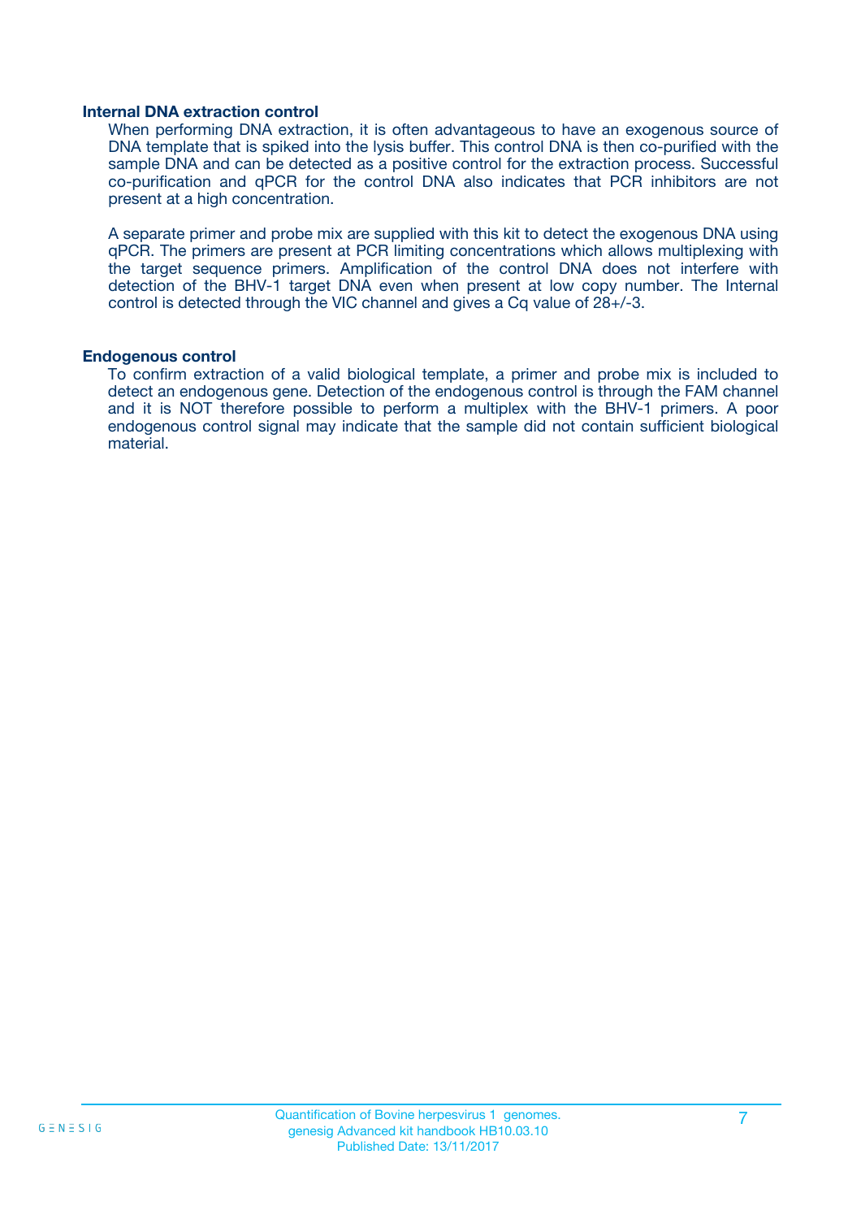### Internal DNA extraction control

When performing DNA extraction, it is often advantageous to have an exogenous source of DNA template that is spiked into the lysis buffer. This control DNA is then co-purified with the sample DNA and can be detected as a positive control for the extraction process. Successful co-purification and qPCR for the control DNA also indicates that PCR inhibitors are not present at a high concentration.

A separate primer and probe mix are supplied with this kit to detect the exogenous DNA using qPCR. The primers are present at PCR limiting concentrations which allows multiplexing with the target sequence primers. Amplification of the control DNA does not interfere with detection of the BHV-1 target DNA even when present at low copy number. The Internal control is detected through the VIC channel and gives a Cq value of 28+/-3.

### Endogenous control

To confirm extraction of a valid biological template, a primer and probe mix is included to detect an endogenous gene. Detection of the endogenous control is through the FAM channel and it is NOT therefore possible to perform a multiplex with the BHV-1 primers. A poor endogenous control signal may indicate that the sample did not contain sufficient biological material.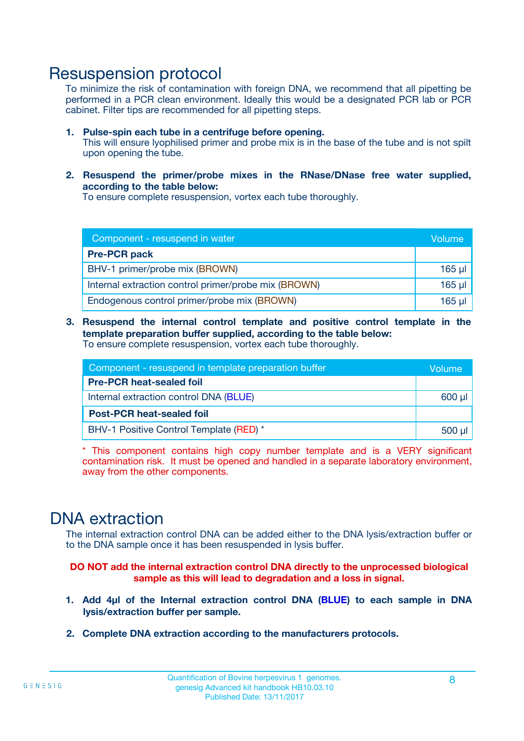# Resuspension protocol

To minimize the risk of contamination with foreign DNA, we recommend that all pipetting be performed in a PCR clean environment. Ideally this would be a designated PCR lab or PCR cabinet. Filter tips are recommended for all pipetting steps.

1. **Pulse-spin each tube in a centrifuge before opening.**
   This will ensure lyophilised primer and probe mix is in the base of the tube and is not spilt upon opening the tube.

2. **Resuspend the primer/probe mixes in the RNase/DNase free water supplied, according to the table below:**
   To ensure complete resuspension, vortex each tube thoroughly.

| Component - resuspend in water | Volume |
|---|---|
| **Pre-PCR pack** | |
| BHV-1 primer/probe mix (BROWN) | 165 µl |
| Internal extraction control primer/probe mix (BROWN) | 165 µl |
| Endogenous control primer/probe mix (BROWN) | 165 µl |

3. **Resuspend the internal control template and positive control template in the template preparation buffer supplied, according to the table below:**
   To ensure complete resuspension, vortex each tube thoroughly.

| Component - resuspend in template preparation buffer | Volume |
|---|---|
| **Pre-PCR heat-sealed foil** | |
| Internal extraction control DNA (BLUE) | 600 µl |
| **Post-PCR heat-sealed foil** | |
| BHV-1 Positive Control Template (RED) * | 500 µl |

* This component contains high copy number template and is a VERY significant contamination risk. It must be opened and handled in a separate laboratory environment, away from the other components.

# DNA extraction

The internal extraction control DNA can be added either to the DNA lysis/extraction buffer or to the DNA sample once it has been resuspended in lysis buffer.

**DO NOT add the internal extraction control DNA directly to the unprocessed biological sample as this will lead to degradation and a loss in signal.**

1. **Add 4µl of the Internal extraction control DNA (BLUE) to each sample in DNA lysis/extraction buffer per sample.**

2. **Complete DNA extraction according to the manufacturers protocols.**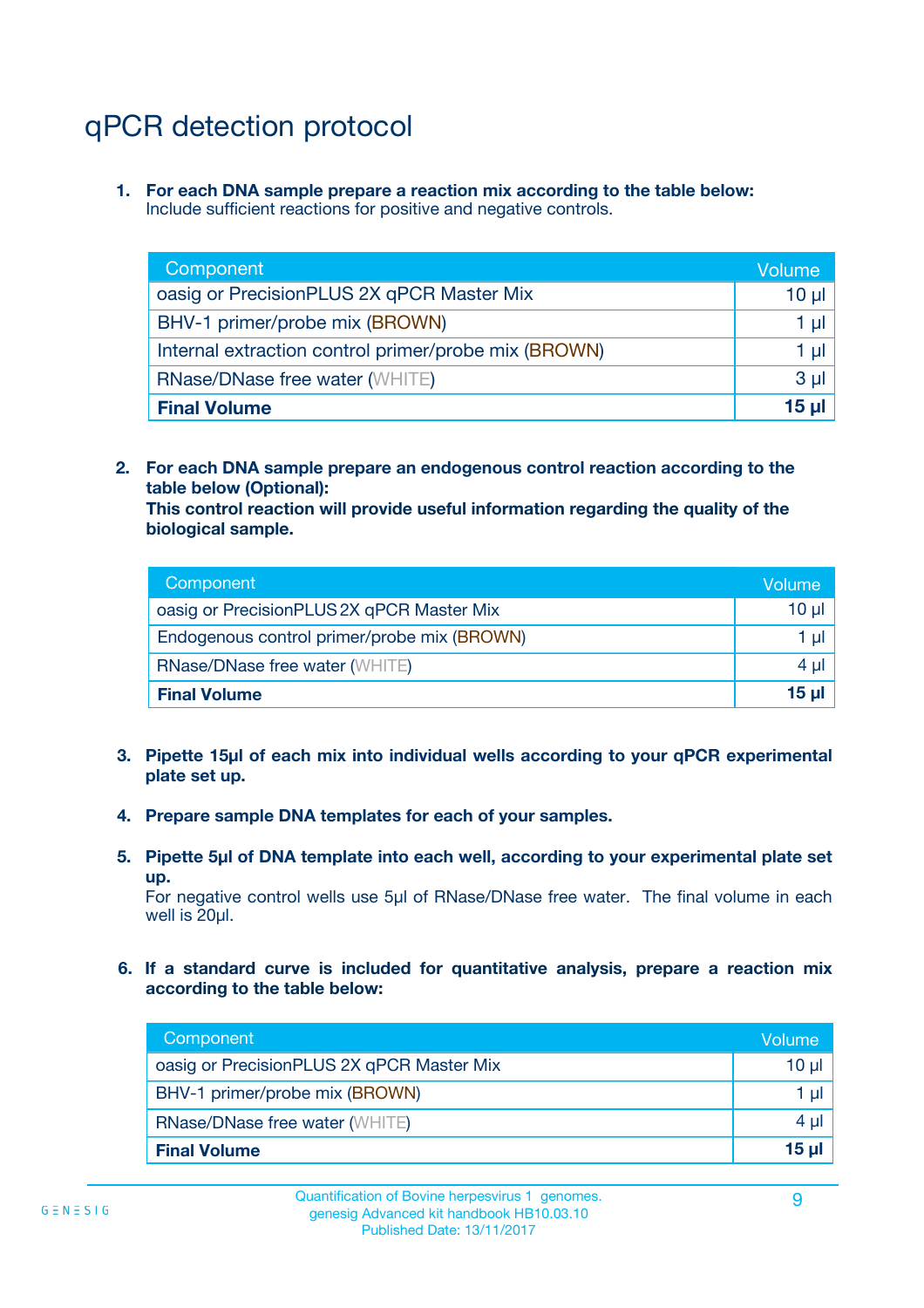# qPCR detection protocol

1. **For each DNA sample prepare a reaction mix according to the table below:**
   Include sufficient reactions for positive and negative controls.

| Component | Volume |
| --- | --- |
| oasig or PrecisionPLUS 2X qPCR Master Mix | 10 µl |
| BHV-1 primer/probe mix (BROWN) | 1 µl |
| Internal extraction control primer/probe mix (BROWN) | 1 µl |
| RNase/DNase free water (WHITE) | 3 µl |
| **Final Volume** | **15 µl** |

2. **For each DNA sample prepare an endogenous control reaction according to the table below (Optional):**
   **This control reaction will provide useful information regarding the quality of the biological sample.**

| Component | Volume |
| --- | --- |
| oasig or PrecisionPLUS 2X qPCR Master Mix | 10 µl |
| Endogenous control primer/probe mix (BROWN) | 1 µl |
| RNase/DNase free water (WHITE) | 4 µl |
| **Final Volume** | **15 µl** |

3. **Pipette 15µl of each mix into individual wells according to your qPCR experimental plate set up.**

4. **Prepare sample DNA templates for each of your samples.**

5. **Pipette 5µl of DNA template into each well, according to your experimental plate set up.**
   For negative control wells use 5µl of RNase/DNase free water. The final volume in each well is 20µl.

6. **If a standard curve is included for quantitative analysis, prepare a reaction mix according to the table below:**

| Component | Volume |
| --- | --- |
| oasig or PrecisionPLUS 2X qPCR Master Mix | 10 µl |
| BHV-1 primer/probe mix (BROWN) | 1 µl |
| RNase/DNase free water (WHITE) | 4 µl |
| **Final Volume** | **15 µl** |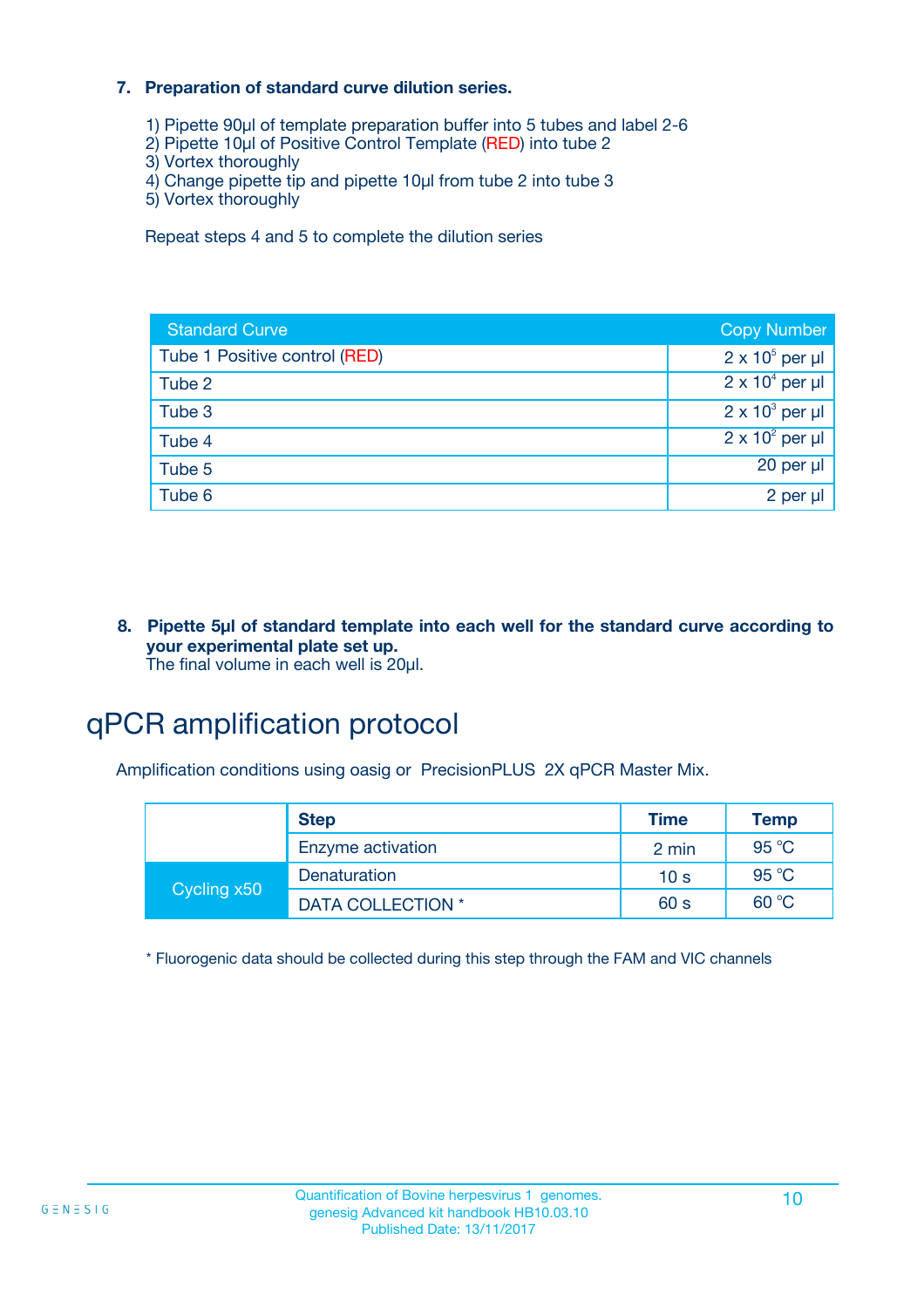**7. Preparation of standard curve dilution series.**

1) Pipette 90µl of template preparation buffer into 5 tubes and label 2-6
2) Pipette 10µl of Positive Control Template (RED) into tube 2
3) Vortex thoroughly
4) Change pipette tip and pipette 10µl from tube 2 into tube 3
5) Vortex thoroughly

Repeat steps 4 and 5 to complete the dilution series

| Standard Curve | Copy Number |
|---|---|
| Tube 1 Positive control (RED) | $2 \times 10^5$ per µl |
| Tube 2 | $2 \times 10^4$ per µl |
| Tube 3 | $2 \times 10^3$ per µl |
| Tube 4 | $2 \times 10^2$ per µl |
| Tube 5 | 20 per µl |
| Tube 6 | 2 per µl |

**8. Pipette 5µl of standard template into each well for the standard curve according to your experimental plate set up.**
The final volume in each well is 20µl.

# qPCR amplification protocol

Amplification conditions using oasig or PrecisionPLUS 2X qPCR Master Mix.

| | Step | Time | Temp |
|---|---|---|---|
| | Enzyme activation | 2 min | 95 °C |
| Cycling x50 | Denaturation | 10 s | 95 °C |
| | DATA COLLECTION * | 60 s | 60 °C |

* Fluorogenic data should be collected during this step through the FAM and VIC channels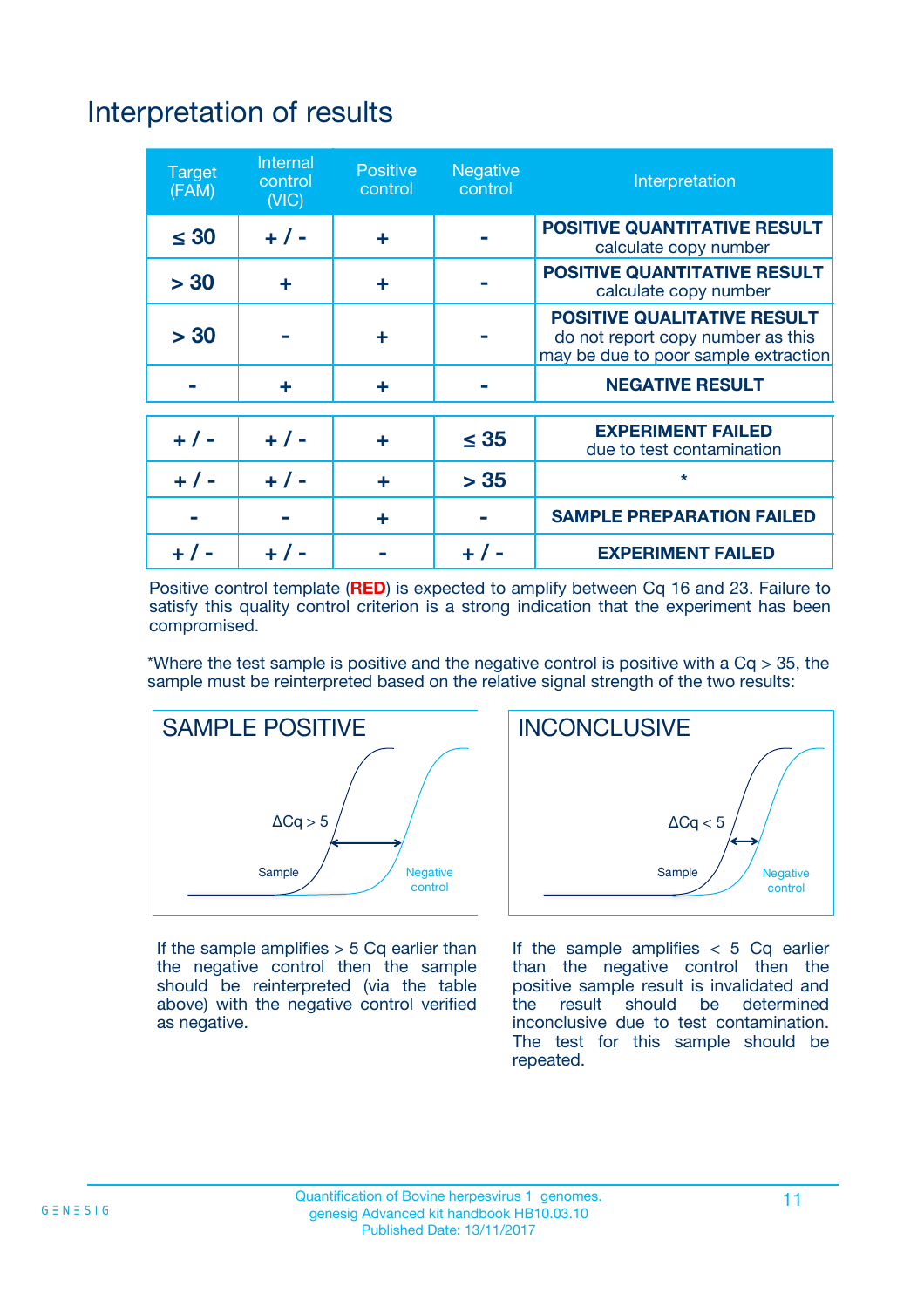# Interpretation of results

| Target (FAM) | Internal control (VIC) | Positive control | Negative control | Interpretation |
|---|---|---|---|---|
| ≤ 30 | + / - | + | - | **POSITIVE QUANTITATIVE RESULT** calculate copy number |
| > 30 | + | + | - | **POSITIVE QUANTITATIVE RESULT** calculate copy number |
| > 30 | - | + | - | **POSITIVE QUALITATIVE RESULT** do not report copy number as this may be due to poor sample extraction |
| - | + | + | - | **NEGATIVE RESULT** |
| + / - | + / - | + | ≤ 35 | **EXPERIMENT FAILED** due to test contamination |
| + / - | + / - | + | > 35 | * |
| - | - | + | - | **SAMPLE PREPARATION FAILED** |
| + / - | + / - | - | + / - | **EXPERIMENT FAILED** |

Positive control template (**RED**) is expected to amplify between Cq 16 and 23. Failure to satisfy this quality control criterion is a strong indication that the experiment has been compromised.

*Where the test sample is positive and the negative control is positive with a Cq > 35, the sample must be reinterpreted based on the relative signal strength of the two results:

**SAMPLE POSITIVE**

ΔCq > 5

Sample — Negative control

If the sample amplifies > 5 Cq earlier than the negative control then the sample should be reinterpreted (via the table above) with the negative control verified as negative.

**INCONCLUSIVE**

ΔCq < 5

Sample — Negative control

If the sample amplifies < 5 Cq earlier than the negative control then the positive sample result is invalidated and the result should be determined inconclusive due to test contamination. The test for this sample should be repeated.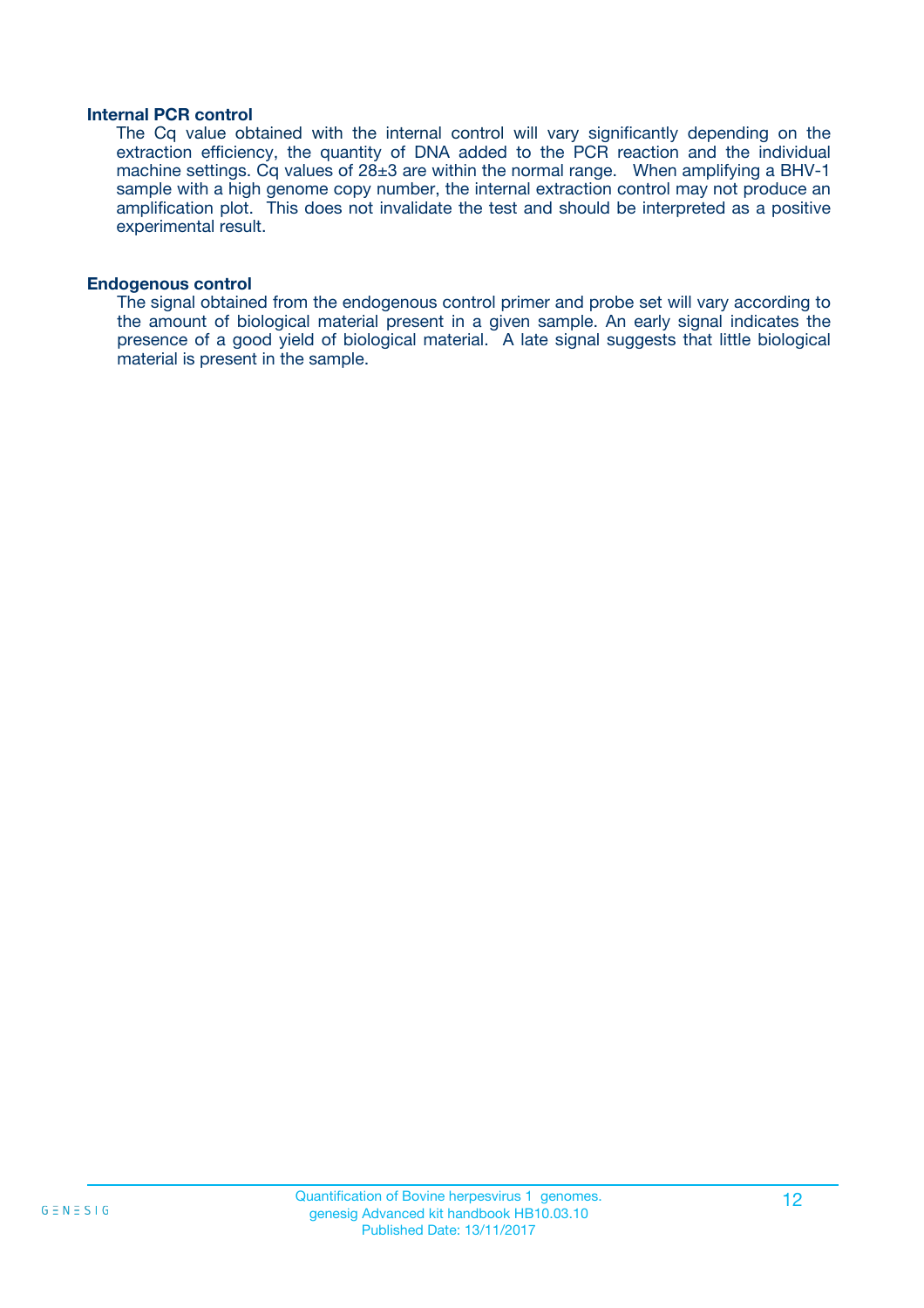### Internal PCR control

The Cq value obtained with the internal control will vary significantly depending on the extraction efficiency, the quantity of DNA added to the PCR reaction and the individual machine settings. Cq values of 28±3 are within the normal range. When amplifying a BHV-1 sample with a high genome copy number, the internal extraction control may not produce an amplification plot. This does not invalidate the test and should be interpreted as a positive experimental result.

### Endogenous control

The signal obtained from the endogenous control primer and probe set will vary according to the amount of biological material present in a given sample. An early signal indicates the presence of a good yield of biological material. A late signal suggests that little biological material is present in the sample.